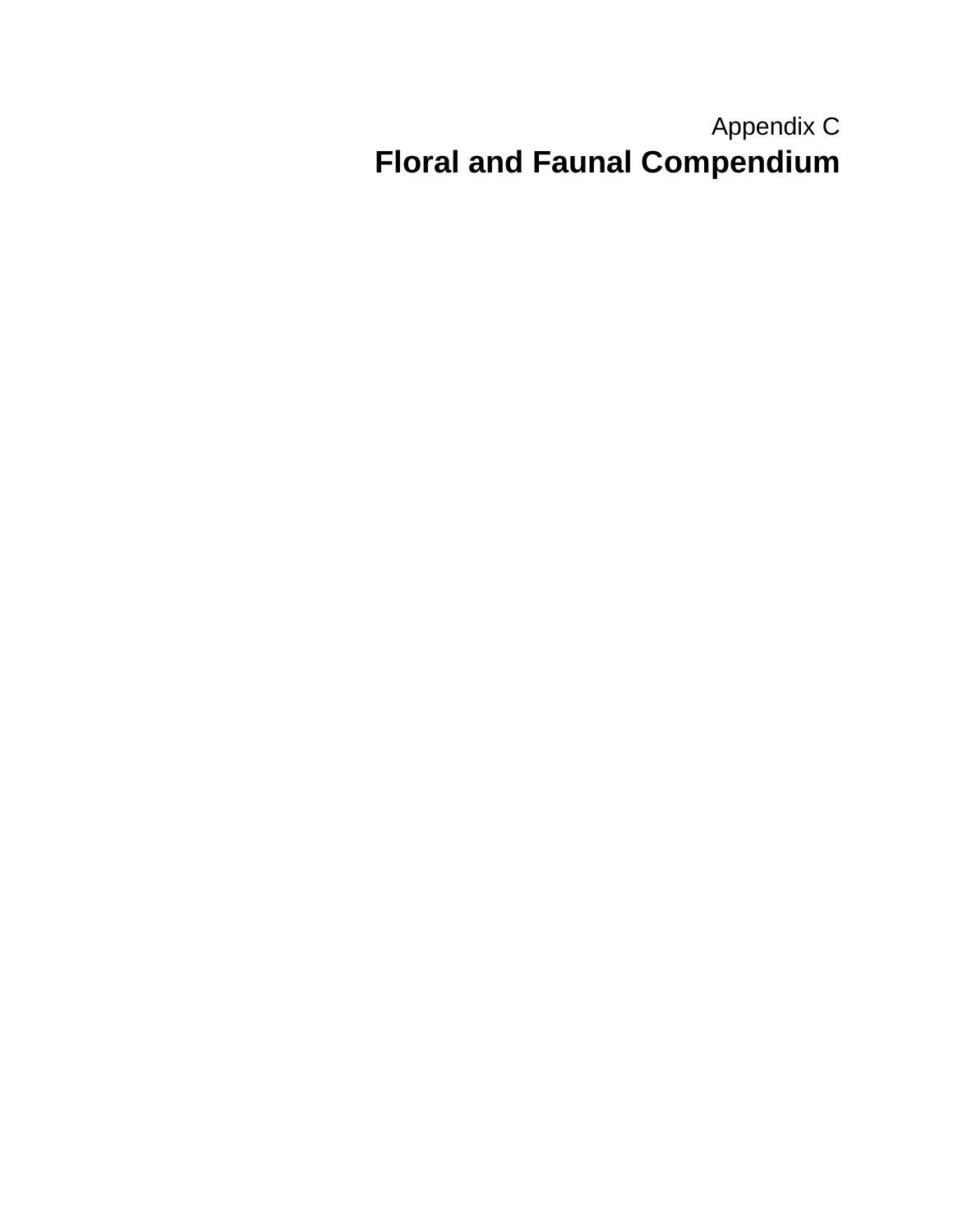Appendix C

# Floral and Faunal Compendium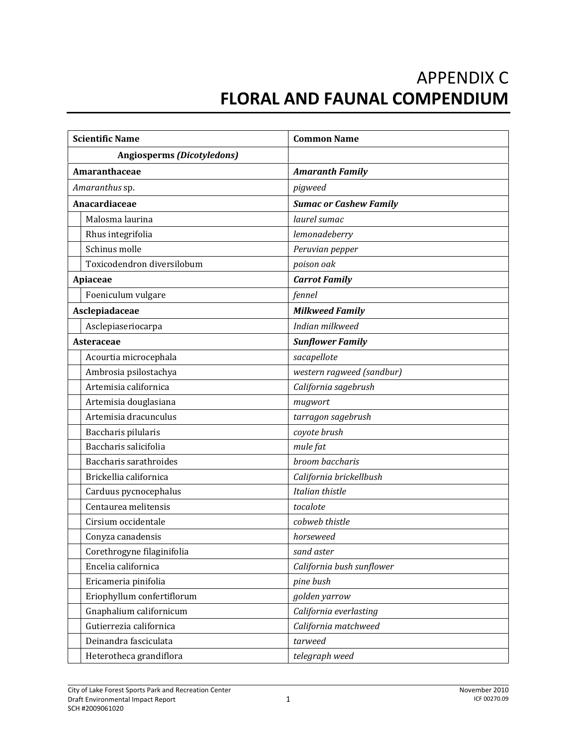# APPENDIX C
# FLORAL AND FAUNAL COMPENDIUM

| Scientific Name | Common Name |
|---|---|
| **Angiosperms *(Dicotyledons)*** | |
| **Amaranthaceae** | ***Amaranth Family*** |
| *Amaranthus* sp. | *pigweed* |
| **Anacardiaceae** | ***Sumac or Cashew Family*** |
| Malosma laurina | *laurel sumac* |
| Rhus integrifolia | *lemonadeberry* |
| Schinus molle | *Peruvian pepper* |
| Toxicodendron diversilobum | *poison oak* |
| **Apiaceae** | ***Carrot Family*** |
| Foeniculum vulgare | *fennel* |
| **Asclepiadaceae** | ***Milkweed Family*** |
| Asclepiaseriocarpa | *Indian milkweed* |
| **Asteraceae** | ***Sunflower Family*** |
| Acourtia microcephala | *sacapellote* |
| Ambrosia psilostachya | *western ragweed (sandbur)* |
| Artemisia californica | *California sagebrush* |
| Artemisia douglasiana | *mugwort* |
| Artemisia dracunculus | *tarragon sagebrush* |
| Baccharis pilularis | *coyote brush* |
| Baccharis salicifolia | *mule fat* |
| Baccharis sarathroides | *broom baccharis* |
| Brickellia californica | *California brickellbush* |
| Carduus pycnocephalus | *Italian thistle* |
| Centaurea melitensis | *tocalote* |
| Cirsium occidentale | *cobweb thistle* |
| Conyza canadensis | *horseweed* |
| Corethrogyne filaginifolia | *sand aster* |
| Encelia californica | *California bush sunflower* |
| Ericameria pinifolia | *pine bush* |
| Eriophyllum confertiflorum | *golden yarrow* |
| Gnaphalium californicum | *California everlasting* |
| Gutierrezia californica | *California matchweed* |
| Deinandra fasciculata | *tarweed* |
| Heterotheca grandiflora | *telegraph weed* |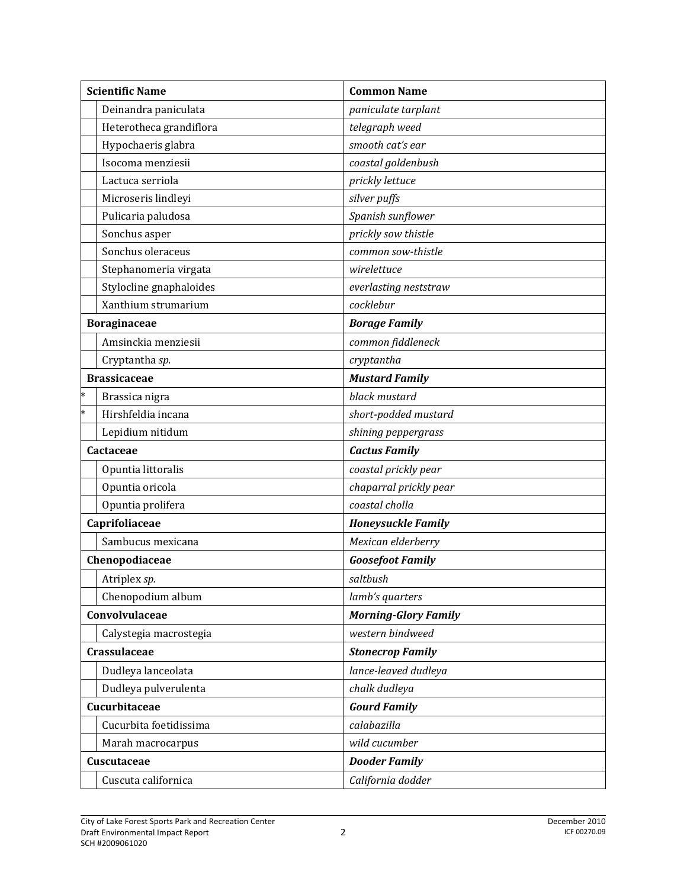| | Scientific Name | Common Name |
|---|---|---|
| | Deinandra paniculata | *paniculate tarplant* |
| | Heterotheca grandiflora | *telegraph weed* |
| | Hypochaeris glabra | *smooth cat's ear* |
| | Isocoma menziesii | *coastal goldenbush* |
| | Lactuca serriola | *prickly lettuce* |
| | Microseris lindleyi | *silver puffs* |
| | Pulicaria paludosa | *Spanish sunflower* |
| | Sonchus asper | *prickly sow thistle* |
| | Sonchus oleraceus | *common sow-thistle* |
| | Stephanomeria virgata | *wirelettuce* |
| | Stylocline gnaphaloides | *everlasting neststraw* |
| | Xanthium strumarium | *cocklebur* |
| **Boraginaceae** | | ***Borage Family*** |
| | Amsinckia menziesii | *common fiddleneck* |
| | Cryptantha *sp.* | *cryptantha* |
| **Brassicaceae** | | ***Mustard Family*** |
| * | Brassica nigra | *black mustard* |
| * | Hirshfeldia incana | *short-podded mustard* |
| | Lepidium nitidum | *shining peppergrass* |
| **Cactaceae** | | ***Cactus Family*** |
| | Opuntia littoralis | *coastal prickly pear* |
| | Opuntia oricola | *chaparral prickly pear* |
| | Opuntia prolifera | *coastal cholla* |
| **Caprifoliaceae** | | ***Honeysuckle Family*** |
| | Sambucus mexicana | *Mexican elderberry* |
| **Chenopodiaceae** | | ***Goosefoot Family*** |
| | Atriplex *sp.* | *saltbush* |
| | Chenopodium album | *lamb's quarters* |
| **Convolvulaceae** | | ***Morning-Glory Family*** |
| | Calystegia macrostegia | *western bindweed* |
| **Crassulaceae** | | ***Stonecrop Family*** |
| | Dudleya lanceolata | *lance-leaved dudleya* |
| | Dudleya pulverulenta | *chalk dudleya* |
| **Cucurbitaceae** | | ***Gourd Family*** |
| | Cucurbita foetidissima | *calabazilla* |
| | Marah macrocarpus | *wild cucumber* |
| **Cuscutaceae** | | ***Dooder Family*** |
| | Cuscuta californica | *California dodder* |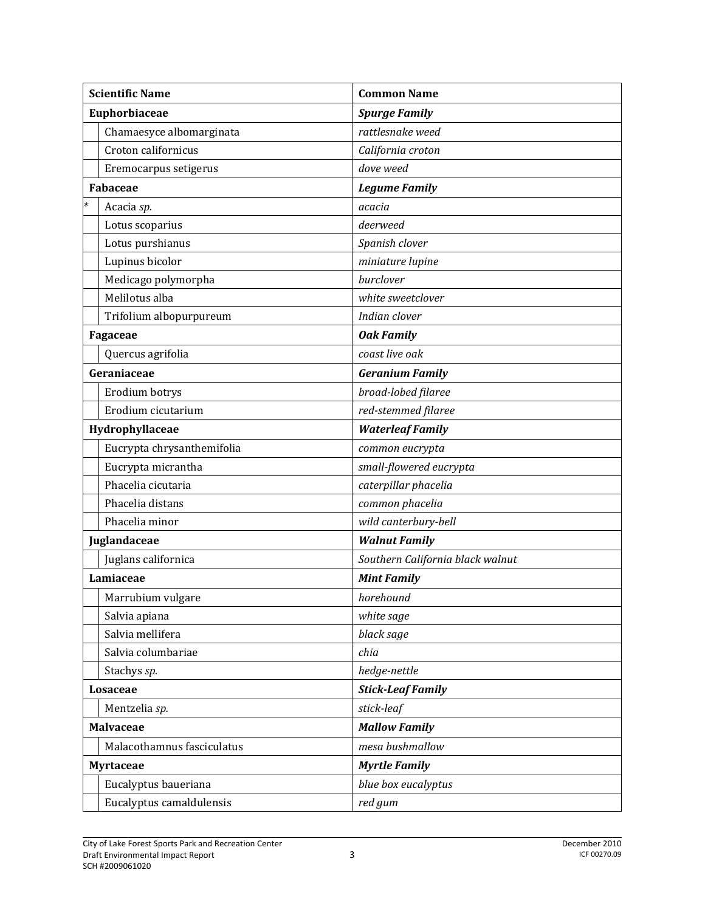| | Scientific Name | Common Name |
|---|---|---|
| **Euphorbiaceae** | | ***Spurge Family*** |
| | Chamaesyce albomarginata | *rattlesnake weed* |
| | Croton californicus | *California croton* |
| | Eremocarpus setigerus | *dove weed* |
| **Fabaceae** | | ***Legume Family*** |
| * | Acacia *sp.* | *acacia* |
| | Lotus scoparius | *deerweed* |
| | Lotus purshianus | *Spanish clover* |
| | Lupinus bicolor | *miniature lupine* |
| | Medicago polymorpha | *burclover* |
| | Melilotus alba | *white sweetclover* |
| | Trifolium albopurpureum | *Indian clover* |
| **Fagaceae** | | ***Oak Family*** |
| | Quercus agrifolia | *coast live oak* |
| **Geraniaceae** | | ***Geranium Family*** |
| | Erodium botrys | *broad-lobed filaree* |
| | Erodium cicutarium | *red-stemmed filaree* |
| **Hydrophyllaceae** | | ***Waterleaf Family*** |
| | Eucrypta chrysanthemifolia | *common eucrypta* |
| | Eucrypta micrantha | *small-flowered eucrypta* |
| | Phacelia cicutaria | *caterpillar phacelia* |
| | Phacelia distans | *common phacelia* |
| | Phacelia minor | *wild canterbury-bell* |
| **Juglandaceae** | | ***Walnut Family*** |
| | Juglans californica | *Southern California black walnut* |
| **Lamiaceae** | | ***Mint Family*** |
| | Marrubium vulgare | *horehound* |
| | Salvia apiana | *white sage* |
| | Salvia mellifera | *black sage* |
| | Salvia columbariae | *chia* |
| | Stachys *sp.* | *hedge-nettle* |
| **Losaceae** | | ***Stick-Leaf Family*** |
| | Mentzelia *sp.* | *stick-leaf* |
| **Malvaceae** | | ***Mallow Family*** |
| | Malacothamnus fasciculatus | *mesa bushmallow* |
| **Myrtaceae** | | ***Myrtle Family*** |
| | Eucalyptus baueriana | *blue box eucalyptus* |
| | Eucalyptus camaldulensis | *red gum* |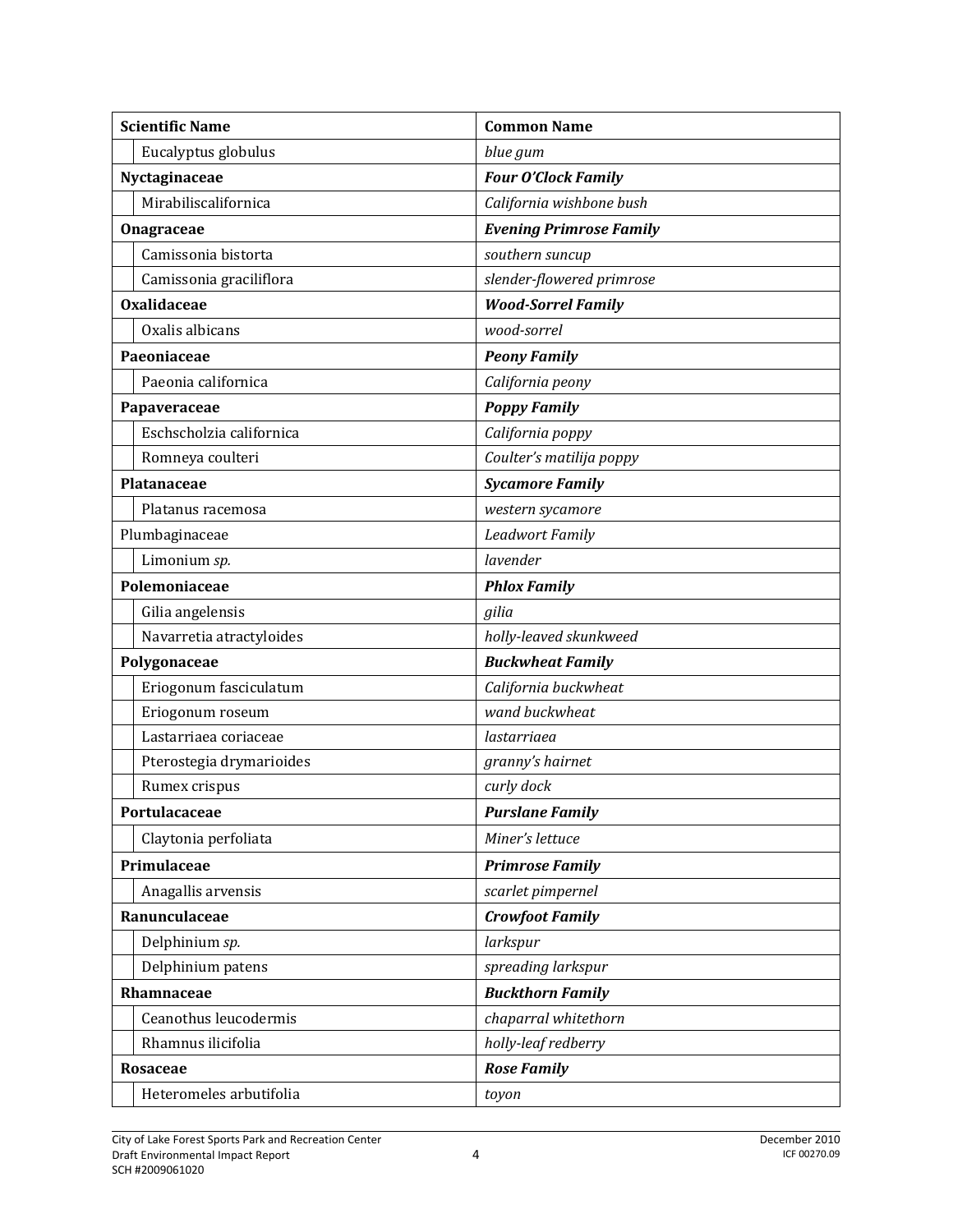| Scientific Name | Common Name |
|---|---|
| Eucalyptus globulus | *blue gum* |
| **Nyctaginaceae** | ***Four O'Clock Family*** |
| Mirabiliscalifornica | *California wishbone bush* |
| **Onagraceae** | ***Evening Primrose Family*** |
| Camissonia bistorta | *southern suncup* |
| Camissonia graciliflora | *slender-flowered primrose* |
| **Oxalidaceae** | ***Wood-Sorrel Family*** |
| Oxalis albicans | *wood-sorrel* |
| **Paeoniaceae** | ***Peony Family*** |
| Paeonia californica | *California peony* |
| **Papaveraceae** | ***Poppy Family*** |
| Eschscholzia californica | *California poppy* |
| Romneya coulteri | *Coulter's matilija poppy* |
| **Platanaceae** | ***Sycamore Family*** |
| Platanus racemosa | *western sycamore* |
| Plumbaginaceae | *Leadwort Family* |
| Limonium *sp.* | *lavender* |
| **Polemoniaceae** | ***Phlox Family*** |
| Gilia angelensis | *gilia* |
| Navarretia atractyloides | *holly-leaved skunkweed* |
| **Polygonaceae** | ***Buckwheat Family*** |
| Eriogonum fasciculatum | *California buckwheat* |
| Eriogonum roseum | *wand buckwheat* |
| Lastarriaea coriaceae | *lastarriaea* |
| Pterostegia drymarioides | *granny's hairnet* |
| Rumex crispus | *curly dock* |
| **Portulacaceae** | ***Purslane Family*** |
| Claytonia perfoliata | *Miner's lettuce* |
| **Primulaceae** | ***Primrose Family*** |
| Anagallis arvensis | *scarlet pimpernel* |
| **Ranunculaceae** | ***Crowfoot Family*** |
| Delphinium *sp.* | *larkspur* |
| Delphinium patens | *spreading larkspur* |
| **Rhamnaceae** | ***Buckthorn Family*** |
| Ceanothus leucodermis | *chaparral whitethorn* |
| Rhamnus ilicifolia | *holly-leaf redberry* |
| **Rosaceae** | ***Rose Family*** |
| Heteromeles arbutifolia | *toyon* |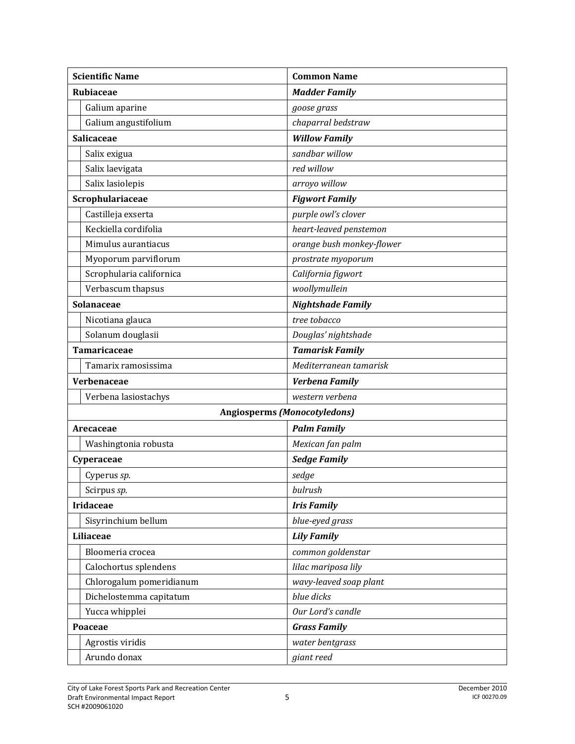| Scientific Name | Common Name |
|---|---|
| **Rubiaceae** | ***Madder Family*** |
| Galium aparine | *goose grass* |
| Galium angustifolium | *chaparral bedstraw* |
| **Salicaceae** | ***Willow Family*** |
| Salix exigua | *sandbar willow* |
| Salix laevigata | *red willow* |
| Salix lasiolepis | *arroyo willow* |
| **Scrophulariaceae** | ***Figwort Family*** |
| Castilleja exserta | *purple owl's clover* |
| Keckiella cordifolia | *heart-leaved penstemon* |
| Mimulus aurantiacus | *orange bush monkey-flower* |
| Myoporum parviflorum | *prostrate myoporum* |
| Scrophularia californica | *California figwort* |
| Verbascum thapsus | *woollymullein* |
| **Solanaceae** | ***Nightshade Family*** |
| Nicotiana glauca | *tree tobacco* |
| Solanum douglasii | *Douglas' nightshade* |
| **Tamaricaceae** | ***Tamarisk Family*** |
| Tamarix ramosissima | *Mediterranean tamarisk* |
| **Verbenaceae** | ***Verbena Family*** |
| Verbena lasiostachys | *western verbena* |
| **Angiosperms *(Monocotyledons)*** | |
| **Arecaceae** | ***Palm Family*** |
| Washingtonia robusta | *Mexican fan palm* |
| **Cyperaceae** | ***Sedge Family*** |
| Cyperus *sp.* | *sedge* |
| Scirpus *sp.* | *bulrush* |
| **Iridaceae** | ***Iris Family*** |
| Sisyrinchium bellum | *blue-eyed grass* |
| **Liliaceae** | ***Lily Family*** |
| Bloomeria crocea | *common goldenstar* |
| Calochortus splendens | *lilac mariposa lily* |
| Chlorogalum pomeridianum | *wavy-leaved soap plant* |
| Dichelostemma capitatum | *blue dicks* |
| Yucca whipplei | *Our Lord's candle* |
| **Poaceae** | ***Grass Family*** |
| Agrostis viridis | *water bentgrass* |
| Arundo donax | *giant reed* |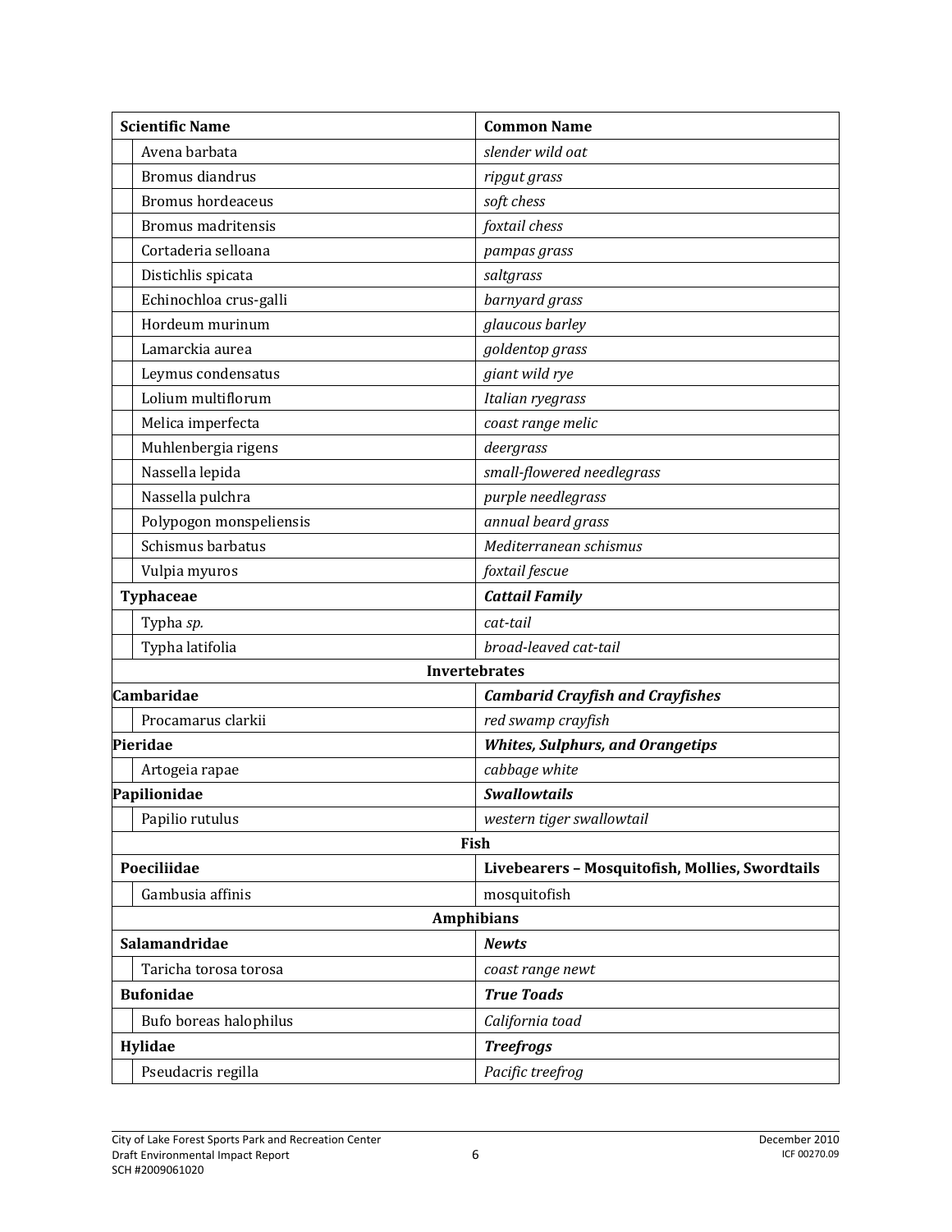| Scientific Name | Common Name |
|---|---|
| Avena barbata | *slender wild oat* |
| Bromus diandrus | *ripgut grass* |
| Bromus hordeaceus | *soft chess* |
| Bromus madritensis | *foxtail chess* |
| Cortaderia selloana | *pampas grass* |
| Distichlis spicata | *saltgrass* |
| Echinochloa crus-galli | *barnyard grass* |
| Hordeum murinum | *glaucous barley* |
| Lamarckia aurea | *goldentop grass* |
| Leymus condensatus | *giant wild rye* |
| Lolium multiflorum | *Italian ryegrass* |
| Melica imperfecta | *coast range melic* |
| Muhlenbergia rigens | *deergrass* |
| Nassella lepida | *small-flowered needlegrass* |
| Nassella pulchra | *purple needlegrass* |
| Polypogon monspeliensis | *annual beard grass* |
| Schismus barbatus | *Mediterranean schismus* |
| Vulpia myuros | *foxtail fescue* |
| **Typhaceae** | ***Cattail Family*** |
| Typha *sp.* | *cat-tail* |
| Typha latifolia | *broad-leaved cat-tail* |
| **Invertebrates** | |
| **Cambaridae** | ***Cambarid Crayfish and Crayfishes*** |
| Procamarus clarkii | *red swamp crayfish* |
| **Pieridae** | ***Whites, Sulphurs, and Orangetips*** |
| Artogeia rapae | *cabbage white* |
| **Papilionidae** | ***Swallowtails*** |
| Papilio rutulus | *western tiger swallowtail* |
| **Fish** | |
| **Poeciliidae** | **Livebearers – Mosquitofish, Mollies, Swordtails** |
| Gambusia affinis | mosquitofish |
| **Amphibians** | |
| **Salamandridae** | ***Newts*** |
| Taricha torosa torosa | *coast range newt* |
| **Bufonidae** | ***True Toads*** |
| Bufo boreas halophilus | *California toad* |
| **Hylidae** | ***Treefrogs*** |
| Pseudacris regilla | *Pacific treefrog* |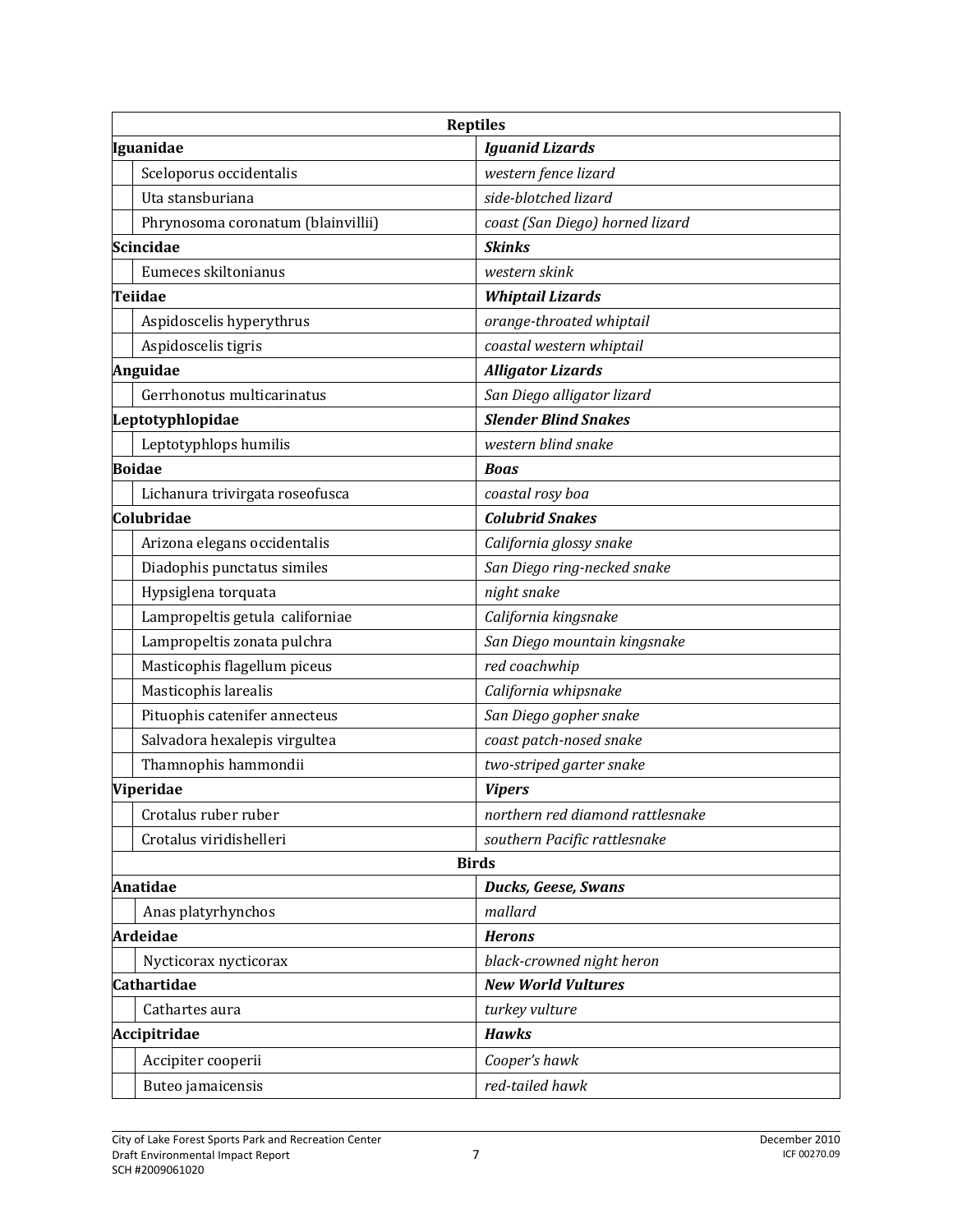| Reptiles | |
|---|---|
| **Iguanidae** | ***Iguanid Lizards*** |
| Sceloporus occidentalis | *western fence lizard* |
| Uta stansburiana | *side-blotched lizard* |
| Phrynosoma coronatum (blainvillii) | *coast (San Diego) horned lizard* |
| **Scincidae** | ***Skinks*** |
| Eumeces skiltonianus | *western skink* |
| **Teiidae** | ***Whiptail Lizards*** |
| Aspidoscelis hyperythrus | *orange-throated whiptail* |
| Aspidoscelis tigris | *coastal western whiptail* |
| **Anguidae** | ***Alligator Lizards*** |
| Gerrhonotus multicarinatus | *San Diego alligator lizard* |
| **Leptotyphlopidae** | ***Slender Blind Snakes*** |
| Leptotyphlops humilis | *western blind snake* |
| **Boidae** | ***Boas*** |
| Lichanura trivirgata roseofusca | *coastal rosy boa* |
| **Colubridae** | ***Colubrid Snakes*** |
| Arizona elegans occidentalis | *California glossy snake* |
| Diadophis punctatus similes | *San Diego ring-necked snake* |
| Hypsiglena torquata | *night snake* |
| Lampropeltis getula californiae | *California kingsnake* |
| Lampropeltis zonata pulchra | *San Diego mountain kingsnake* |
| Masticophis flagellum piceus | *red coachwhip* |
| Masticophis larealis | *California whipsnake* |
| Pituophis catenifer annecteus | *San Diego gopher snake* |
| Salvadora hexalepis virgultea | *coast patch-nosed snake* |
| Thamnophis hammondii | *two-striped garter snake* |
| **Viperidae** | ***Vipers*** |
| Crotalus ruber ruber | *northern red diamond rattlesnake* |
| Crotalus viridishelleri | *southern Pacific rattlesnake* |
| **Birds** | |
| **Anatidae** | ***Ducks, Geese, Swans*** |
| Anas platyrhynchos | *mallard* |
| **Ardeidae** | ***Herons*** |
| Nycticorax nycticorax | *black-crowned night heron* |
| **Cathartidae** | ***New World Vultures*** |
| Cathartes aura | *turkey vulture* |
| **Accipitridae** | ***Hawks*** |
| Accipiter cooperii | *Cooper's hawk* |
| Buteo jamaicensis | *red-tailed hawk* |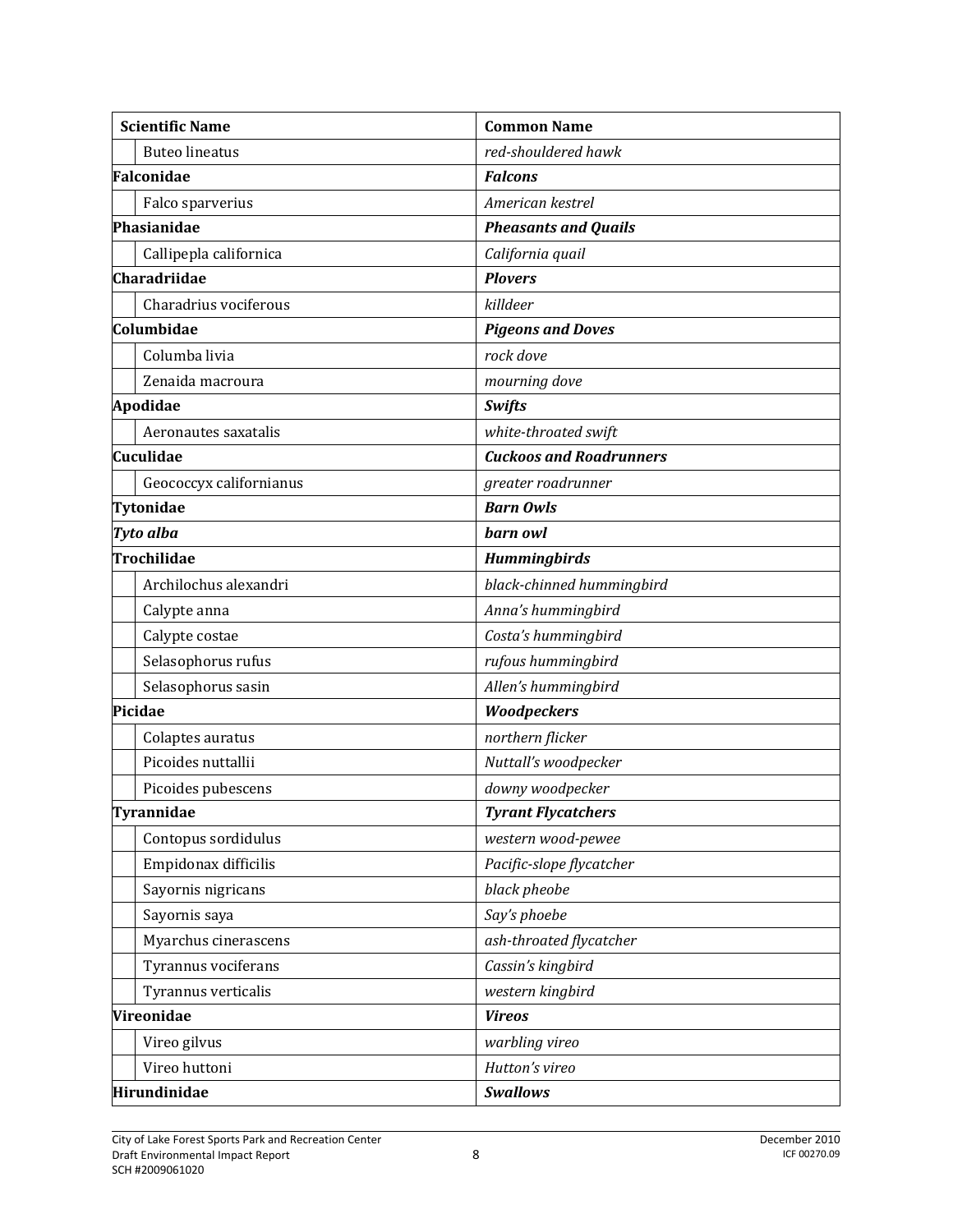| Scientific Name | Common Name |
|---|---|
| Buteo lineatus | *red-shouldered hawk* |
| **Falconidae** | ***Falcons*** |
| Falco sparverius | *American kestrel* |
| **Phasianidae** | ***Pheasants and Quails*** |
| Callipepla californica | *California quail* |
| **Charadriidae** | ***Plovers*** |
| Charadrius vociferous | *killdeer* |
| **Columbidae** | ***Pigeons and Doves*** |
| Columba livia | *rock dove* |
| Zenaida macroura | *mourning dove* |
| **Apodidae** | ***Swifts*** |
| Aeronautes saxatalis | *white-throated swift* |
| **Cuculidae** | ***Cuckoos and Roadrunners*** |
| Geococcyx californianus | *greater roadrunner* |
| **Tytonidae** | ***Barn Owls*** |
| ***Tyto alba*** | ***barn owl*** |
| **Trochilidae** | ***Hummingbirds*** |
| Archilochus alexandri | *black-chinned hummingbird* |
| Calypte anna | *Anna's hummingbird* |
| Calypte costae | *Costa's hummingbird* |
| Selasophorus rufus | *rufous hummingbird* |
| Selasophorus sasin | *Allen's hummingbird* |
| **Picidae** | ***Woodpeckers*** |
| Colaptes auratus | *northern flicker* |
| Picoides nuttallii | *Nuttall's woodpecker* |
| Picoides pubescens | *downy woodpecker* |
| **Tyrannidae** | ***Tyrant Flycatchers*** |
| Contopus sordidulus | *western wood-pewee* |
| Empidonax difficilis | *Pacific-slope flycatcher* |
| Sayornis nigricans | *black pheobe* |
| Sayornis saya | *Say's phoebe* |
| Myarchus cinerascens | *ash-throated flycatcher* |
| Tyrannus vociferans | *Cassin's kingbird* |
| Tyrannus verticalis | *western kingbird* |
| **Vireonidae** | ***Vireos*** |
| Vireo gilvus | *warbling vireo* |
| Vireo huttoni | *Hutton's vireo* |
| **Hirundinidae** | ***Swallows*** |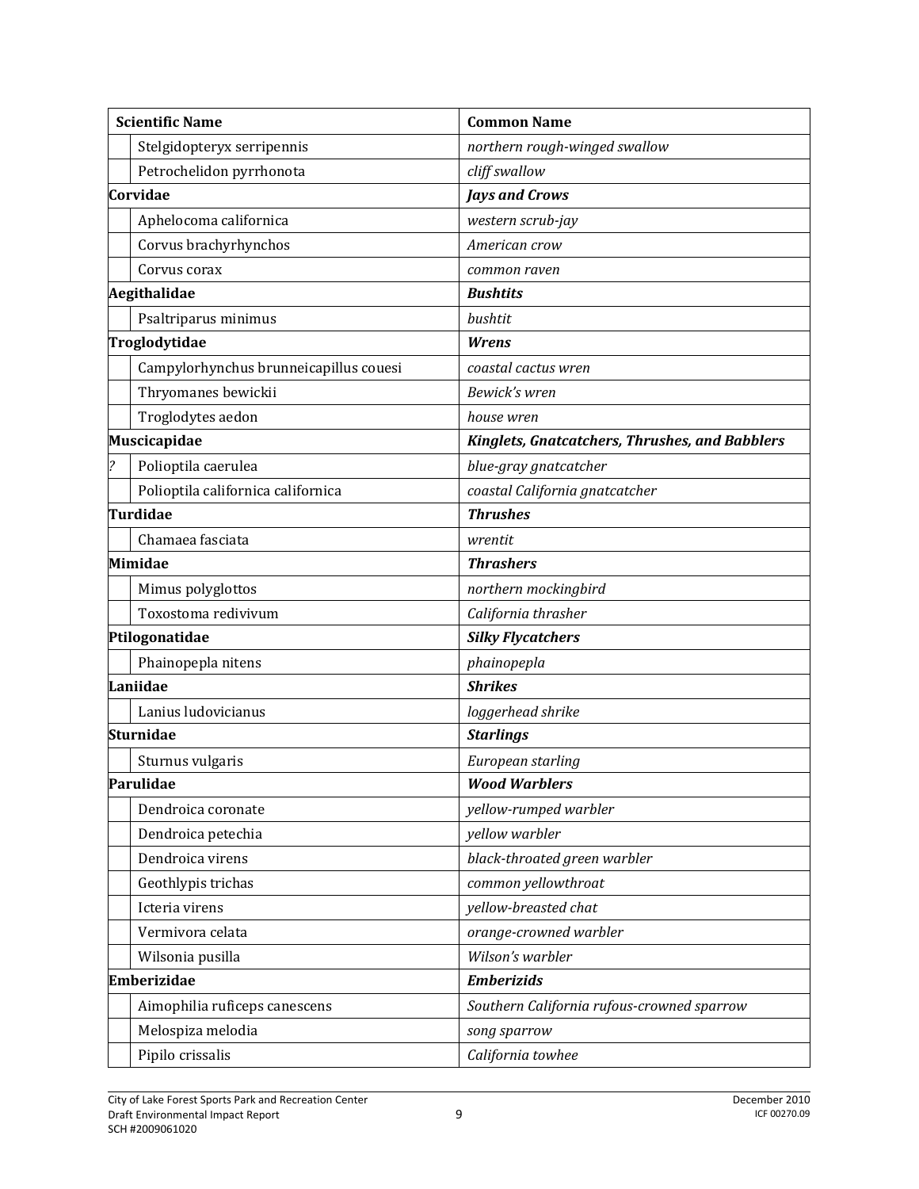| | Scientific Name | Common Name |
|---|---|---|
| | Stelgidopteryx serripennis | *northern rough-winged swallow* |
| | Petrochelidon pyrrhonota | *cliff swallow* |
| **Corvidae** | | ***Jays and Crows*** |
| | Aphelocoma californica | *western scrub-jay* |
| | Corvus brachyrhynchos | *American crow* |
| | Corvus corax | *common raven* |
| **Aegithalidae** | | ***Bushtits*** |
| | Psaltriparus minimus | *bushtit* |
| **Troglodytidae** | | ***Wrens*** |
| | Campylorhynchus brunneicapillus couesi | *coastal cactus wren* |
| | Thryomanes bewickii | *Bewick's wren* |
| | Troglodytes aedon | *house wren* |
| **Muscicapidae** | | ***Kinglets, Gnatcatchers, Thrushes, and Babblers*** |
| ? | Polioptila caerulea | *blue-gray gnatcatcher* |
| | Polioptila californica californica | *coastal California gnatcatcher* |
| **Turdidae** | | ***Thrushes*** |
| | Chamaea fasciata | *wrentit* |
| **Mimidae** | | ***Thrashers*** |
| | Mimus polyglottos | *northern mockingbird* |
| | Toxostoma redivivum | *California thrasher* |
| **Ptilogonatidae** | | ***Silky Flycatchers*** |
| | Phainopepla nitens | *phainopepla* |
| **Laniidae** | | ***Shrikes*** |
| | Lanius ludovicianus | *loggerhead shrike* |
| **Sturnidae** | | ***Starlings*** |
| | Sturnus vulgaris | *European starling* |
| **Parulidae** | | ***Wood Warblers*** |
| | Dendroica coronate | *yellow-rumped warbler* |
| | Dendroica petechia | *yellow warbler* |
| | Dendroica virens | *black-throated green warbler* |
| | Geothlypis trichas | *common yellowthroat* |
| | Icteria virens | *yellow-breasted chat* |
| | Vermivora celata | *orange-crowned warbler* |
| | Wilsonia pusilla | *Wilson's warbler* |
| **Emberizidae** | | ***Emberizids*** |
| | Aimophilia ruficeps canescens | *Southern California rufous-crowned sparrow* |
| | Melospiza melodia | *song sparrow* |
| | Pipilo crissalis | *California towhee* |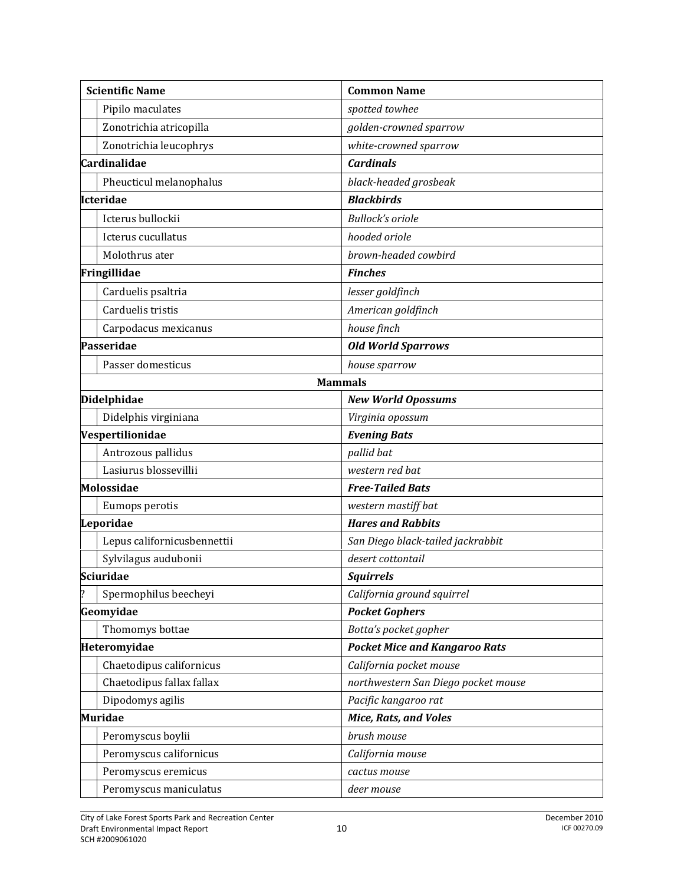| Scientific Name | Common Name |
|---|---|
| Pipilo maculates | *spotted towhee* |
| Zonotrichia atricopilla | *golden-crowned sparrow* |
| Zonotrichia leucophrys | *white-crowned sparrow* |
| **Cardinalidae** | ***Cardinals*** |
| Pheucticul melanophalus | *black-headed grosbeak* |
| **Icteridae** | ***Blackbirds*** |
| Icterus bullockii | *Bullock's oriole* |
| Icterus cucullatus | *hooded oriole* |
| Molothrus ater | *brown-headed cowbird* |
| **Fringillidae** | ***Finches*** |
| Carduelis psaltria | *lesser goldfinch* |
| Carduelis tristis | *American goldfinch* |
| Carpodacus mexicanus | *house finch* |
| **Passeridae** | ***Old World Sparrows*** |
| Passer domesticus | *house sparrow* |
| **Mammals** | |
| **Didelphidae** | ***New World Opossums*** |
| Didelphis virginiana | *Virginia opossum* |
| **Vespertilionidae** | ***Evening Bats*** |
| Antrozous pallidus | *pallid bat* |
| Lasiurus blossevillii | *western red bat* |
| **Molossidae** | ***Free-Tailed Bats*** |
| Eumops perotis | *western mastiff bat* |
| **Leporidae** | ***Hares and Rabbits*** |
| Lepus californicusbennettii | *San Diego black-tailed jackrabbit* |
| Sylvilagus audubonii | *desert cottontail* |
| **Sciuridae** | ***Squirrels*** |
| ? Spermophilus beecheyi | *California ground squirrel* |
| **Geomyidae** | ***Pocket Gophers*** |
| Thomomys bottae | *Botta's pocket gopher* |
| **Heteromyidae** | ***Pocket Mice and Kangaroo Rats*** |
| Chaetodipus californicus | *California pocket mouse* |
| Chaetodipus fallax fallax | *northwestern San Diego pocket mouse* |
| Dipodomys agilis | *Pacific kangaroo rat* |
| **Muridae** | ***Mice, Rats, and Voles*** |
| Peromyscus boylii | *brush mouse* |
| Peromyscus californicus | *California mouse* |
| Peromyscus eremicus | *cactus mouse* |
| Peromyscus maniculatus | *deer mouse* |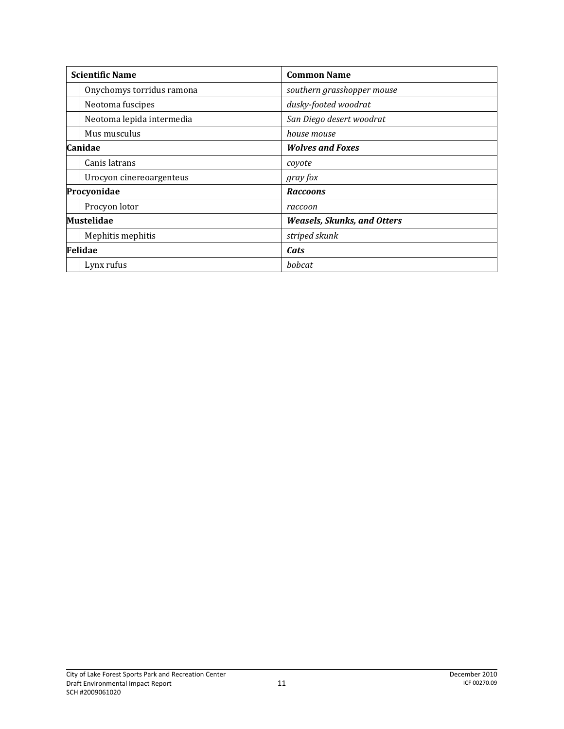| Scientific Name | Common Name |
|---|---|
| Onychomys torridus ramona | *southern grasshopper mouse* |
| Neotoma fuscipes | *dusky-footed woodrat* |
| Neotoma lepida intermedia | *San Diego desert woodrat* |
| Mus musculus | *house mouse* |
| **Canidae** | ***Wolves and Foxes*** |
| Canis latrans | *coyote* |
| Urocyon cinereoargenteus | *gray fox* |
| **Procyonidae** | ***Raccoons*** |
| Procyon lotor | *raccoon* |
| **Mustelidae** | ***Weasels, Skunks, and Otters*** |
| Mephitis mephitis | *striped skunk* |
| **Felidae** | ***Cats*** |
| Lynx rufus | *bobcat* |